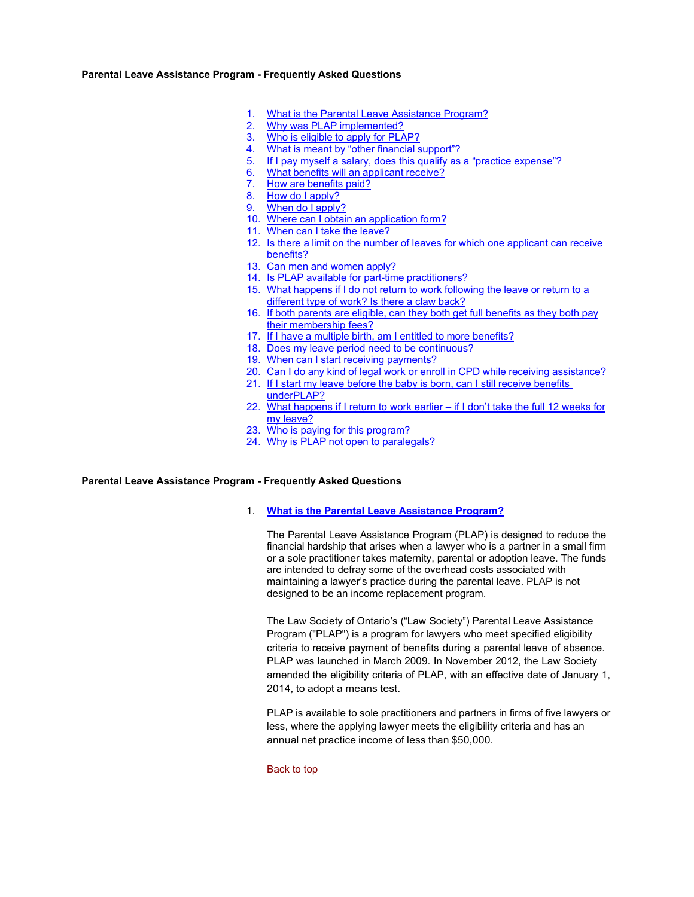**Parental Leave Assistance Program - Frequently Asked Questions**

1. What is the Parental Leave Assistance Program?
2. Why was PLAP implemented?
3. Who is eligible to apply for PLAP?
4. What is meant by “other financial support”?
5. If I pay myself a salary, does this qualify as a “practice expense”?
6. What benefits will an applicant receive?
7. How are benefits paid?
8. How do I apply?
9. When do I apply?
10. Where can I obtain an application form?
11. When can I take the leave?
12. Is there a limit on the number of leaves for which one applicant can receive benefits?
13. Can men and women apply?
14. Is PLAP available for part-time practitioners?
15. What happens if I do not return to work following the leave or return to a different type of work? Is there a claw back?
16. If both parents are eligible, can they both get full benefits as they both pay their membership fees?
17. If I have a multiple birth, am I entitled to more benefits?
18. Does my leave period need to be continuous?
19. When can I start receiving payments?
20. Can I do any kind of legal work or enroll in CPD while receiving assistance?
21. If I start my leave before the baby is born, can I still receive benefits underPLAP?
22. What happens if I return to work earlier – if I don’t take the full 12 weeks for my leave?
23. Who is paying for this program?
24. Why is PLAP not open to paralegals?

---

**Parental Leave Assistance Program - Frequently Asked Questions**

1. **What is the Parental Leave Assistance Program?**

   The Parental Leave Assistance Program (PLAP) is designed to reduce the financial hardship that arises when a lawyer who is a partner in a small firm or a sole practitioner takes maternity, parental or adoption leave. The funds are intended to defray some of the overhead costs associated with maintaining a lawyer’s practice during the parental leave. PLAP is not designed to be an income replacement program.

   The Law Society of Ontario’s (“Law Society”) Parental Leave Assistance Program ("PLAP") is a program for lawyers who meet specified eligibility criteria to receive payment of benefits during a parental leave of absence. PLAP was launched in March 2009. In November 2012, the Law Society amended the eligibility criteria of PLAP, with an effective date of January 1, 2014, to adopt a means test.

   PLAP is available to sole practitioners and partners in firms of five lawyers or less, where the applying lawyer meets the eligibility criteria and has an annual net practice income of less than $50,000.

   Back to top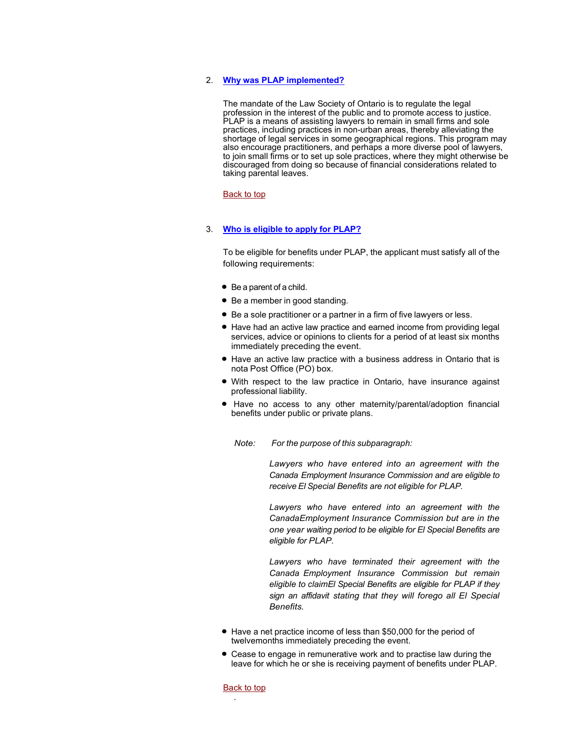2. **Why was PLAP implemented?**

The mandate of the Law Society of Ontario is to regulate the legal profession in the interest of the public and to promote access to justice. PLAP is a means of assisting lawyers to remain in small firms and sole practices, including practices in non-urban areas, thereby alleviating the shortage of legal services in some geographical regions. This program may also encourage practitioners, and perhaps a more diverse pool of lawyers, to join small firms or to set up sole practices, where they might otherwise be discouraged from doing so because of financial considerations related to taking parental leaves.

Back to top

3. **Who is eligible to apply for PLAP?**

To be eligible for benefits under PLAP, the applicant must satisfy all of the following requirements:

- Be a parent of a child.
- Be a member in good standing.
- Be a sole practitioner or a partner in a firm of five lawyers or less.
- Have had an active law practice and earned income from providing legal services, advice or opinions to clients for a period of at least six months immediately preceding the event.
- Have an active law practice with a business address in Ontario that is nota Post Office (PO) box.
- With respect to the law practice in Ontario, have insurance against professional liability.
- Have no access to any other maternity/parental/adoption financial benefits under public or private plans.

*Note: For the purpose of this subparagraph:*

*Lawyers who have entered into an agreement with the Canada Employment Insurance Commission and are eligible to receive El Special Benefits are not eligible for PLAP.*

*Lawyers who have entered into an agreement with the CanadaEmployment Insurance Commission but are in the one year waiting period to be eligible for El Special Benefits are eligible for PLAP.*

*Lawyers who have terminated their agreement with the Canada Employment Insurance Commission but remain eligible to claimEl Special Benefits are eligible for PLAP if they sign an affidavit stating that they will forego all El Special Benefits.*

- Have a net practice income of less than $50,000 for the period of twelvemonths immediately preceding the event.
- Cease to engage in remunerative work and to practise law during the leave for which he or she is receiving payment of benefits under PLAP.

Back to top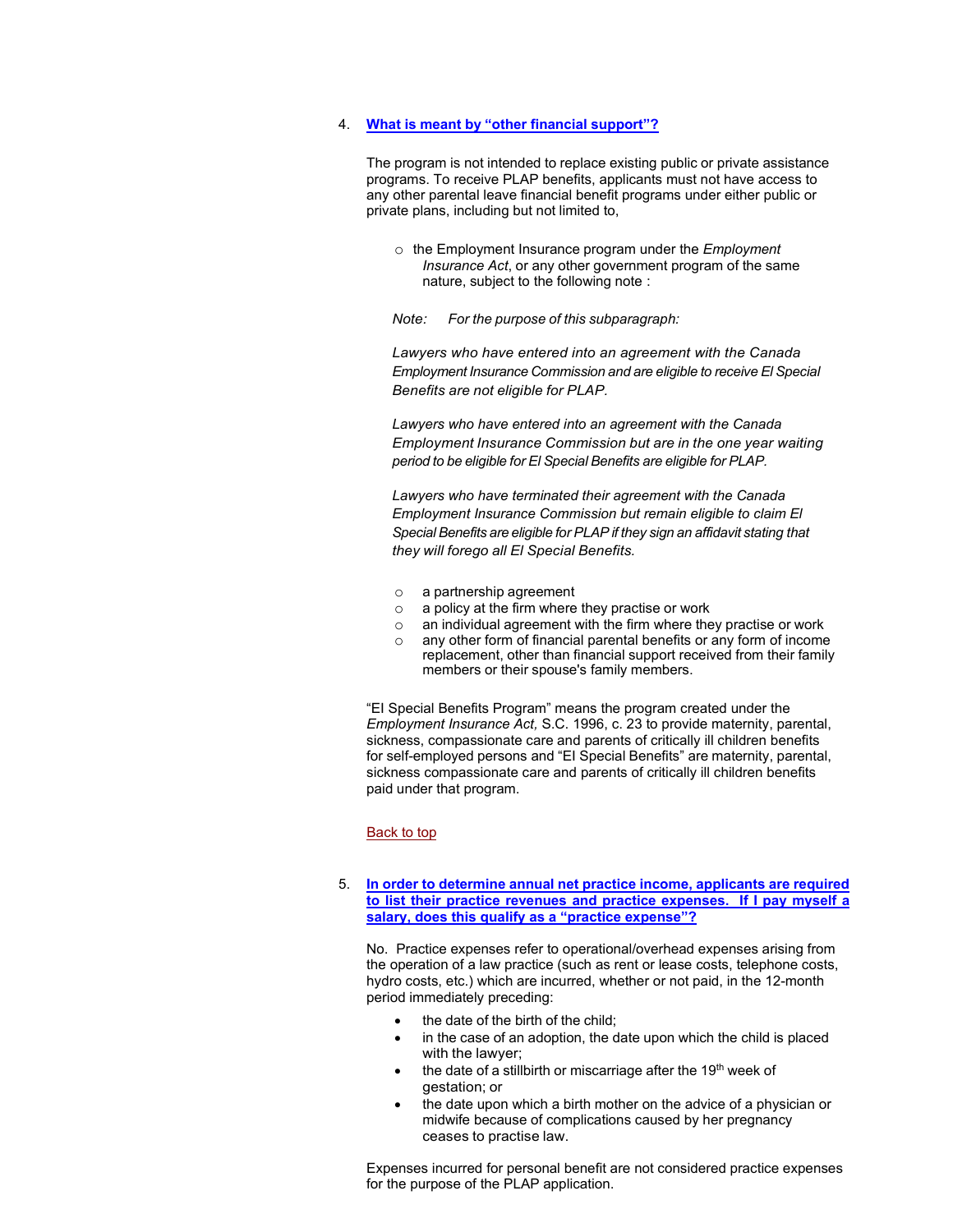4. **What is meant by "other financial support"?**

   The program is not intended to replace existing public or private assistance programs. To receive PLAP benefits, applicants must not have access to any other parental leave financial benefit programs under either public or private plans, including but not limited to,

   - the Employment Insurance program under the *Employment Insurance Act*, or any other government program of the same nature, subject to the following note :

     *Note: For the purpose of this subparagraph:*

     *Lawyers who have entered into an agreement with the Canada Employment Insurance Commission and are eligible to receive EI Special Benefits are not eligible for PLAP.*

     *Lawyers who have entered into an agreement with the Canada Employment Insurance Commission but are in the one year waiting period to be eligible for EI Special Benefits are eligible for PLAP.*

     *Lawyers who have terminated their agreement with the Canada Employment Insurance Commission but remain eligible to claim EI Special Benefits are eligible for PLAP if they sign an affidavit stating that they will forego all EI Special Benefits.*

   - a partnership agreement
   - a policy at the firm where they practise or work
   - an individual agreement with the firm where they practise or work
   - any other form of financial parental benefits or any form of income replacement, other than financial support received from their family members or their spouse's family members.

   "EI Special Benefits Program" means the program created under the *Employment Insurance Act,* S.C. 1996, c. 23 to provide maternity, parental, sickness, compassionate care and parents of critically ill children benefits for self-employed persons and "EI Special Benefits" are maternity, parental, sickness compassionate care and parents of critically ill children benefits paid under that program.

   Back to top

5. **In order to determine annual net practice income, applicants are required to list their practice revenues and practice expenses. If I pay myself a salary, does this qualify as a "practice expense"?**

   No. Practice expenses refer to operational/overhead expenses arising from the operation of a law practice (such as rent or lease costs, telephone costs, hydro costs, etc.) which are incurred, whether or not paid, in the 12-month period immediately preceding:

   - the date of the birth of the child;
   - in the case of an adoption, the date upon which the child is placed with the lawyer;
   - the date of a stillbirth or miscarriage after the 19th week of gestation; or
   - the date upon which a birth mother on the advice of a physician or midwife because of complications caused by her pregnancy ceases to practise law.

   Expenses incurred for personal benefit are not considered practice expenses for the purpose of the PLAP application.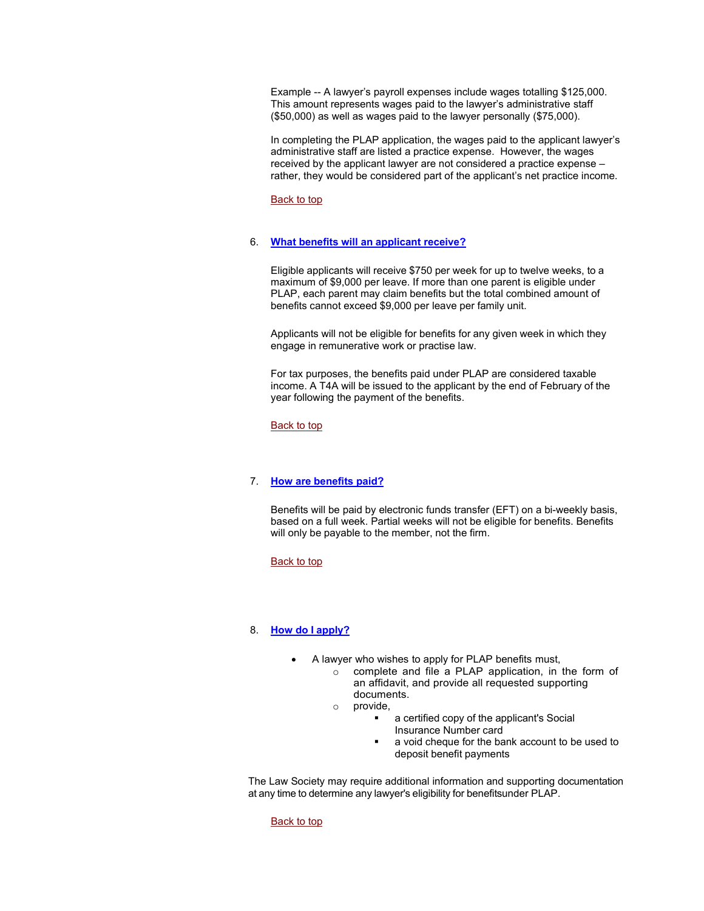Example -- A lawyer's payroll expenses include wages totalling $125,000. This amount represents wages paid to the lawyer's administrative staff ($50,000) as well as wages paid to the lawyer personally ($75,000).

In completing the PLAP application, the wages paid to the applicant lawyer's administrative staff are listed a practice expense. However, the wages received by the applicant lawyer are not considered a practice expense – rather, they would be considered part of the applicant's net practice income.

Back to top

## 6. What benefits will an applicant receive?

Eligible applicants will receive $750 per week for up to twelve weeks, to a maximum of $9,000 per leave. If more than one parent is eligible under PLAP, each parent may claim benefits but the total combined amount of benefits cannot exceed $9,000 per leave per family unit.

Applicants will not be eligible for benefits for any given week in which they engage in remunerative work or practise law.

For tax purposes, the benefits paid under PLAP are considered taxable income. A T4A will be issued to the applicant by the end of February of the year following the payment of the benefits.

Back to top

## 7. How are benefits paid?

Benefits will be paid by electronic funds transfer (EFT) on a bi-weekly basis, based on a full week. Partial weeks will not be eligible for benefits. Benefits will only be payable to the member, not the firm.

Back to top

## 8. How do I apply?

- A lawyer who wishes to apply for PLAP benefits must,
  - complete and file a PLAP application, in the form of an affidavit, and provide all requested supporting documents.
  - provide,
    - a certified copy of the applicant's Social Insurance Number card
    - a void cheque for the bank account to be used to deposit benefit payments

The Law Society may require additional information and supporting documentation at any time to determine any lawyer's eligibility for benefitsunder PLAP.

Back to top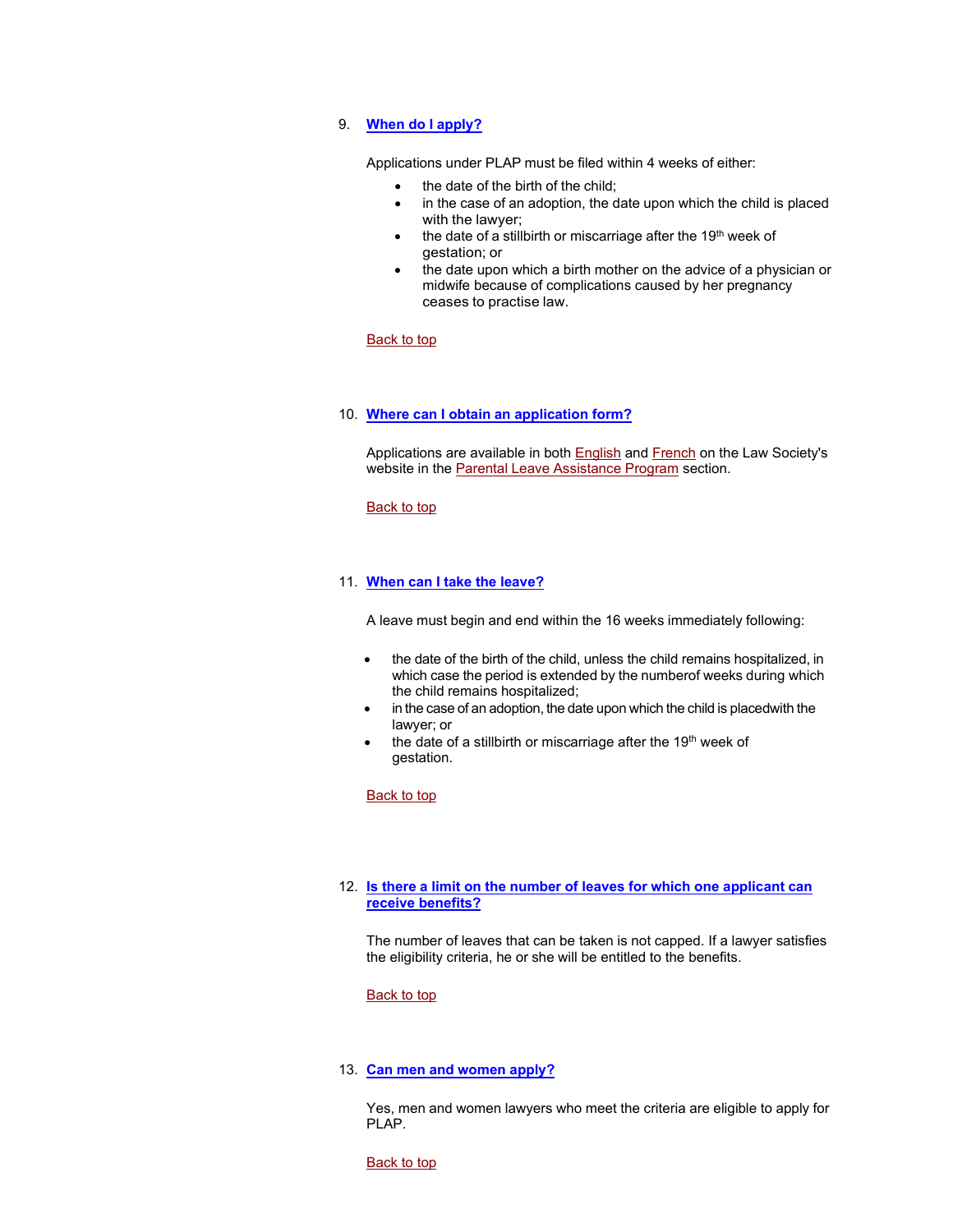9. **When do I apply?**

   Applications under PLAP must be filed within 4 weeks of either:

   - the date of the birth of the child;
   - in the case of an adoption, the date upon which the child is placed with the lawyer;
   - the date of a stillbirth or miscarriage after the 19th week of gestation; or
   - the date upon which a birth mother on the advice of a physician or midwife because of complications caused by her pregnancy ceases to practise law.

   Back to top

10. **Where can I obtain an application form?**

    Applications are available in both English and French on the Law Society's website in the Parental Leave Assistance Program section.

    Back to top

11. **When can I take the leave?**

    A leave must begin and end within the 16 weeks immediately following:

    - the date of the birth of the child, unless the child remains hospitalized, in which case the period is extended by the numberof weeks during which the child remains hospitalized;
    - in the case of an adoption, the date upon which the child is placedwith the lawyer; or
    - the date of a stillbirth or miscarriage after the 19th week of gestation.

    Back to top

12. **Is there a limit on the number of leaves for which one applicant can receive benefits?**

    The number of leaves that can be taken is not capped. If a lawyer satisfies the eligibility criteria, he or she will be entitled to the benefits.

    Back to top

13. **Can men and women apply?**

    Yes, men and women lawyers who meet the criteria are eligible to apply for PLAP.

    Back to top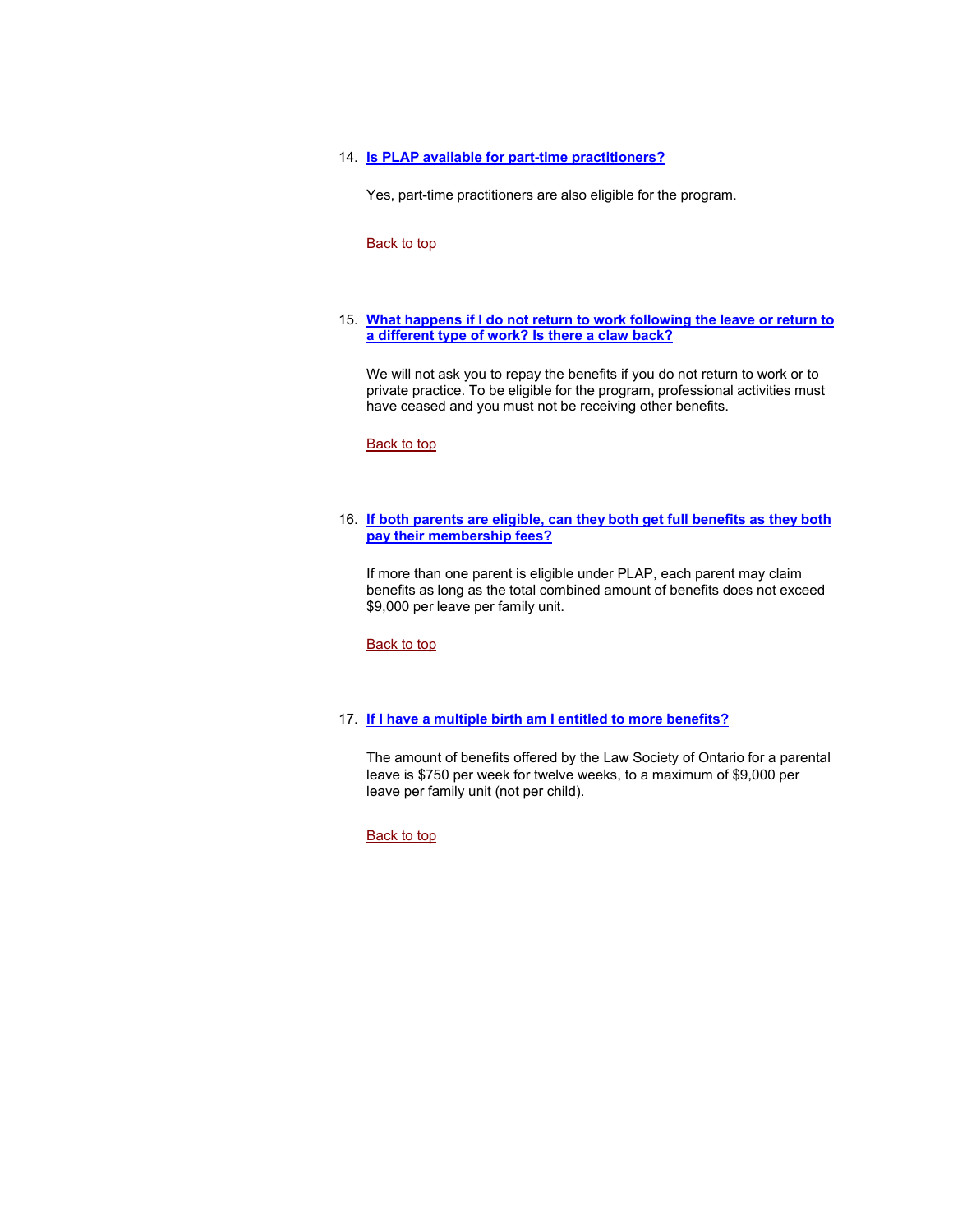14. **Is PLAP available for part-time practitioners?**

    Yes, part-time practitioners are also eligible for the program.

    Back to top

15. **What happens if I do not return to work following the leave or return to a different type of work? Is there a claw back?**

    We will not ask you to repay the benefits if you do not return to work or to private practice. To be eligible for the program, professional activities must have ceased and you must not be receiving other benefits.

    Back to top

16. **If both parents are eligible, can they both get full benefits as they both pay their membership fees?**

    If more than one parent is eligible under PLAP, each parent may claim benefits as long as the total combined amount of benefits does not exceed $9,000 per leave per family unit.

    Back to top

17. **If I have a multiple birth am I entitled to more benefits?**

    The amount of benefits offered by the Law Society of Ontario for a parental leave is $750 per week for twelve weeks, to a maximum of $9,000 per leave per family unit (not per child).

    Back to top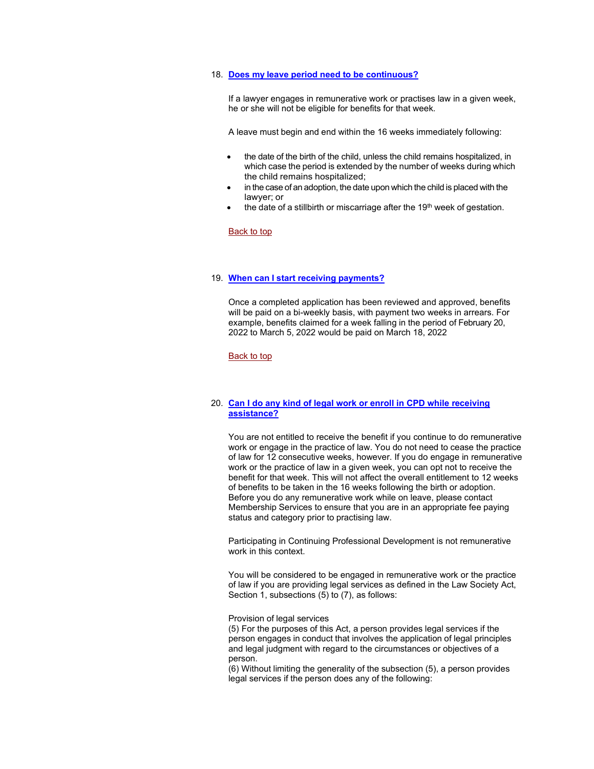18. **Does my leave period need to be continuous?**

    If a lawyer engages in remunerative work or practises law in a given week, he or she will not be eligible for benefits for that week.

    A leave must begin and end within the 16 weeks immediately following:

    - the date of the birth of the child, unless the child remains hospitalized, in which case the period is extended by the number of weeks during which the child remains hospitalized;
    - in the case of an adoption, the date upon which the child is placed with the lawyer; or
    - the date of a stillbirth or miscarriage after the 19th week of gestation.

    Back to top

19. **When can I start receiving payments?**

    Once a completed application has been reviewed and approved, benefits will be paid on a bi-weekly basis, with payment two weeks in arrears. For example, benefits claimed for a week falling in the period of February 20, 2022 to March 5, 2022 would be paid on March 18, 2022

    Back to top

20. **Can I do any kind of legal work or enroll in CPD while receiving assistance?**

    You are not entitled to receive the benefit if you continue to do remunerative work or engage in the practice of law. You do not need to cease the practice of law for 12 consecutive weeks, however. If you do engage in remunerative work or the practice of law in a given week, you can opt not to receive the benefit for that week. This will not affect the overall entitlement to 12 weeks of benefits to be taken in the 16 weeks following the birth or adoption. Before you do any remunerative work while on leave, please contact Membership Services to ensure that you are in an appropriate fee paying status and category prior to practising law.

    Participating in Continuing Professional Development is not remunerative work in this context.

    You will be considered to be engaged in remunerative work or the practice of law if you are providing legal services as defined in the Law Society Act, Section 1, subsections (5) to (7), as follows:

    Provision of legal services
    (5) For the purposes of this Act, a person provides legal services if the person engages in conduct that involves the application of legal principles and legal judgment with regard to the circumstances or objectives of a person.
    (6) Without limiting the generality of the subsection (5), a person provides legal services if the person does any of the following: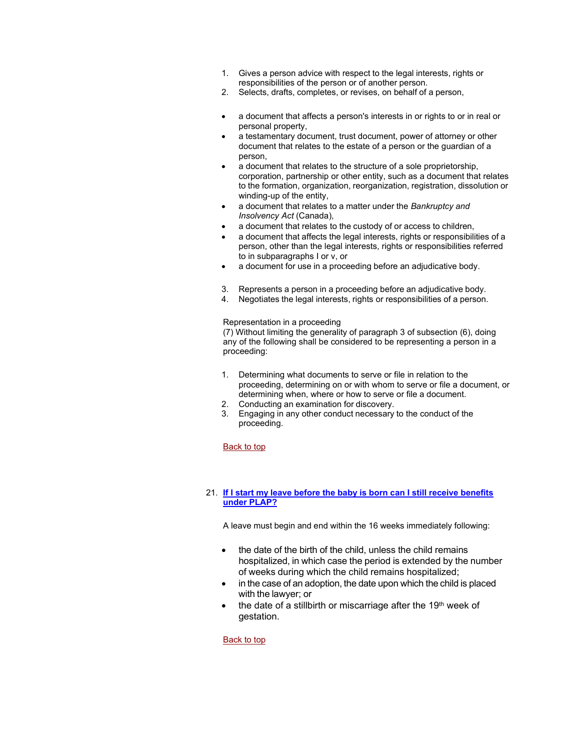1. Gives a person advice with respect to the legal interests, rights or responsibilities of the person or of another person.
2. Selects, drafts, completes, or revises, on behalf of a person,

- a document that affects a person's interests in or rights to or in real or personal property,
- a testamentary document, trust document, power of attorney or other document that relates to the estate of a person or the guardian of a person,
- a document that relates to the structure of a sole proprietorship, corporation, partnership or other entity, such as a document that relates to the formation, organization, reorganization, registration, dissolution or winding-up of the entity,
- a document that relates to a matter under the *Bankruptcy and Insolvency Act* (Canada),
- a document that relates to the custody of or access to children,
- a document that affects the legal interests, rights or responsibilities of a person, other than the legal interests, rights or responsibilities referred to in subparagraphs I or v, or
- a document for use in a proceeding before an adjudicative body.

3. Represents a person in a proceeding before an adjudicative body.
4. Negotiates the legal interests, rights or responsibilities of a person.

Representation in a proceeding
(7) Without limiting the generality of paragraph 3 of subsection (6), doing any of the following shall be considered to be representing a person in a proceeding:

1. Determining what documents to serve or file in relation to the proceeding, determining on or with whom to serve or file a document, or determining when, where or how to serve or file a document.
2. Conducting an examination for discovery.
3. Engaging in any other conduct necessary to the conduct of the proceeding.

Back to top

21. **If I start my leave before the baby is born can I still receive benefits under PLAP?**

A leave must begin and end within the 16 weeks immediately following:

- the date of the birth of the child, unless the child remains hospitalized, in which case the period is extended by the number of weeks during which the child remains hospitalized;
- in the case of an adoption, the date upon which the child is placed with the lawyer; or
- the date of a stillbirth or miscarriage after the 19th week of gestation.

Back to top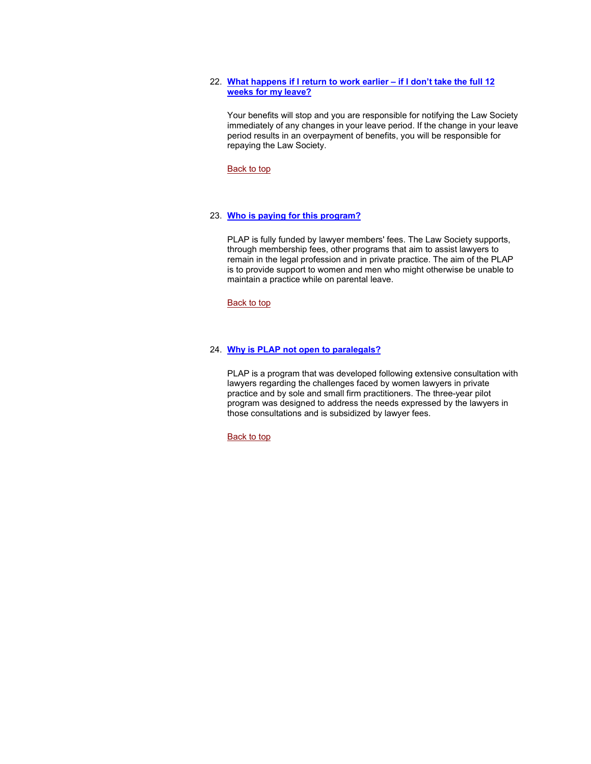22. **What happens if I return to work earlier – if I don't take the full 12 weeks for my leave?**

    Your benefits will stop and you are responsible for notifying the Law Society immediately of any changes in your leave period. If the change in your leave period results in an overpayment of benefits, you will be responsible for repaying the Law Society.

    Back to top

23. **Who is paying for this program?**

    PLAP is fully funded by lawyer members' fees. The Law Society supports, through membership fees, other programs that aim to assist lawyers to remain in the legal profession and in private practice. The aim of the PLAP is to provide support to women and men who might otherwise be unable to maintain a practice while on parental leave.

    Back to top

24. **Why is PLAP not open to paralegals?**

    PLAP is a program that was developed following extensive consultation with lawyers regarding the challenges faced by women lawyers in private practice and by sole and small firm practitioners. The three-year pilot program was designed to address the needs expressed by the lawyers in those consultations and is subsidized by lawyer fees.

    Back to top